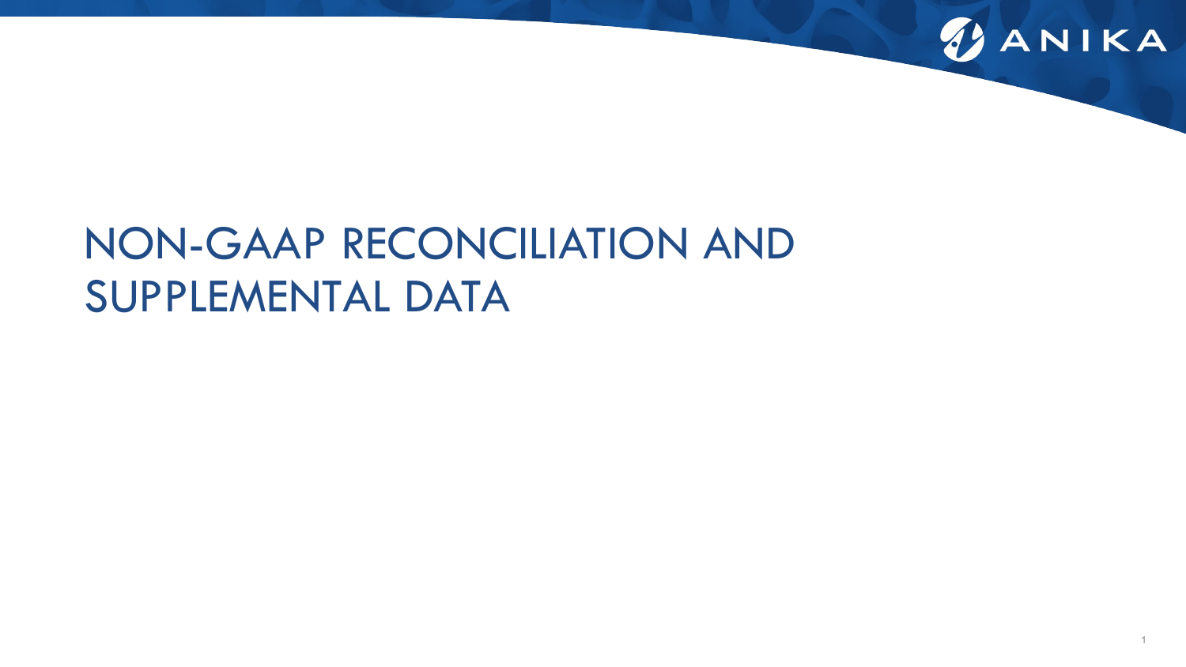# NON-GAAP RECONCILIATION AND SUPPLEMENTAL DATA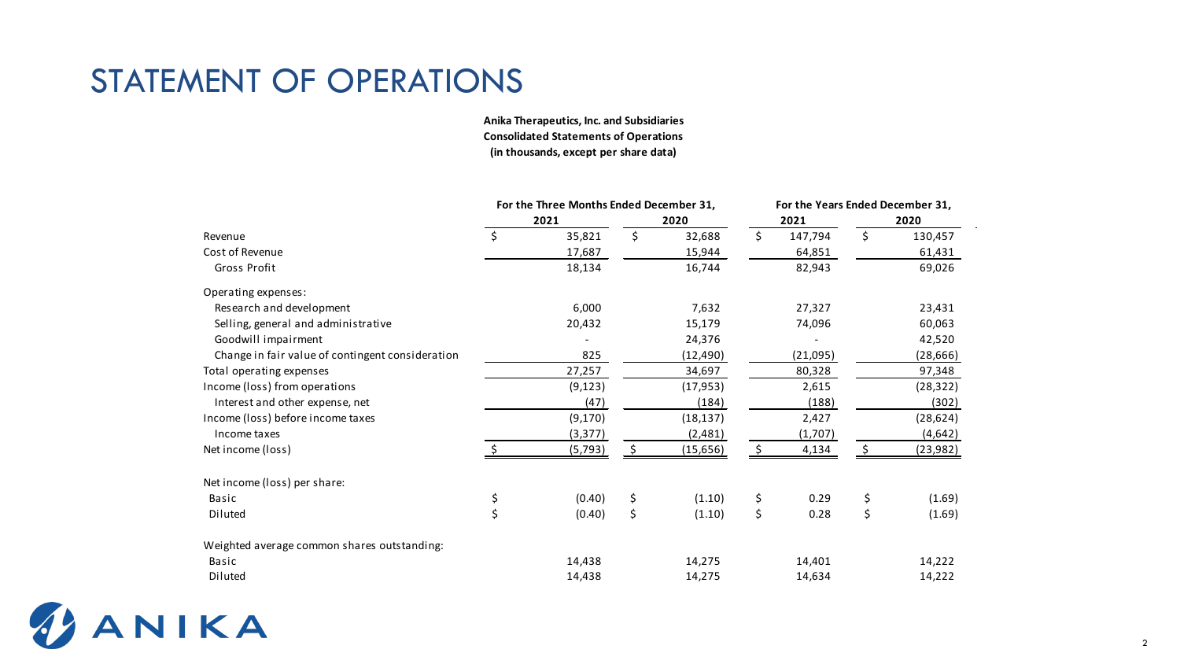# STATEMENT OF OPERATIONS

**Anika Therapeutics, Inc. and Subsidiaries**
**Consolidated Statements of Operations**
**(in thousands, except per share data)**

| | For the Three Months Ended December 31, | | For the Years Ended December 31, | |
|---|---|---|---|---|
| | 2021 | 2020 | 2021 | 2020 |
| Revenue | $ 35,821 | $ 32,688 | $ 147,794 | $ 130,457 |
| Cost of Revenue | 17,687 | 15,944 | 64,851 | 61,431 |
| Gross Profit | 18,134 | 16,744 | 82,943 | 69,026 |
| Operating expenses: | | | | |
| Research and development | 6,000 | 7,632 | 27,327 | 23,431 |
| Selling, general and administrative | 20,432 | 15,179 | 74,096 | 60,063 |
| Goodwill impairment | - | 24,376 | - | 42,520 |
| Change in fair value of contingent consideration | 825 | (12,490) | (21,095) | (28,666) |
| Total operating expenses | 27,257 | 34,697 | 80,328 | 97,348 |
| Income (loss) from operations | (9,123) | (17,953) | 2,615 | (28,322) |
| Interest and other expense, net | (47) | (184) | (188) | (302) |
| Income (loss) before income taxes | (9,170) | (18,137) | 2,427 | (28,624) |
| Income taxes | (3,377) | (2,481) | (1,707) | (4,642) |
| Net income (loss) | $ (5,793) | $ (15,656) | $ 4,134 | $ (23,982) |
| Net income (loss) per share: | | | | |
| Basic | $ (0.40) | $ (1.10) | $ 0.29 | $ (1.69) |
| Diluted | $ (0.40) | $ (1.10) | $ 0.28 | $ (1.69) |
| Weighted average common shares outstanding: | | | | |
| Basic | 14,438 | 14,275 | 14,401 | 14,222 |
| Diluted | 14,438 | 14,275 | 14,634 | 14,222 |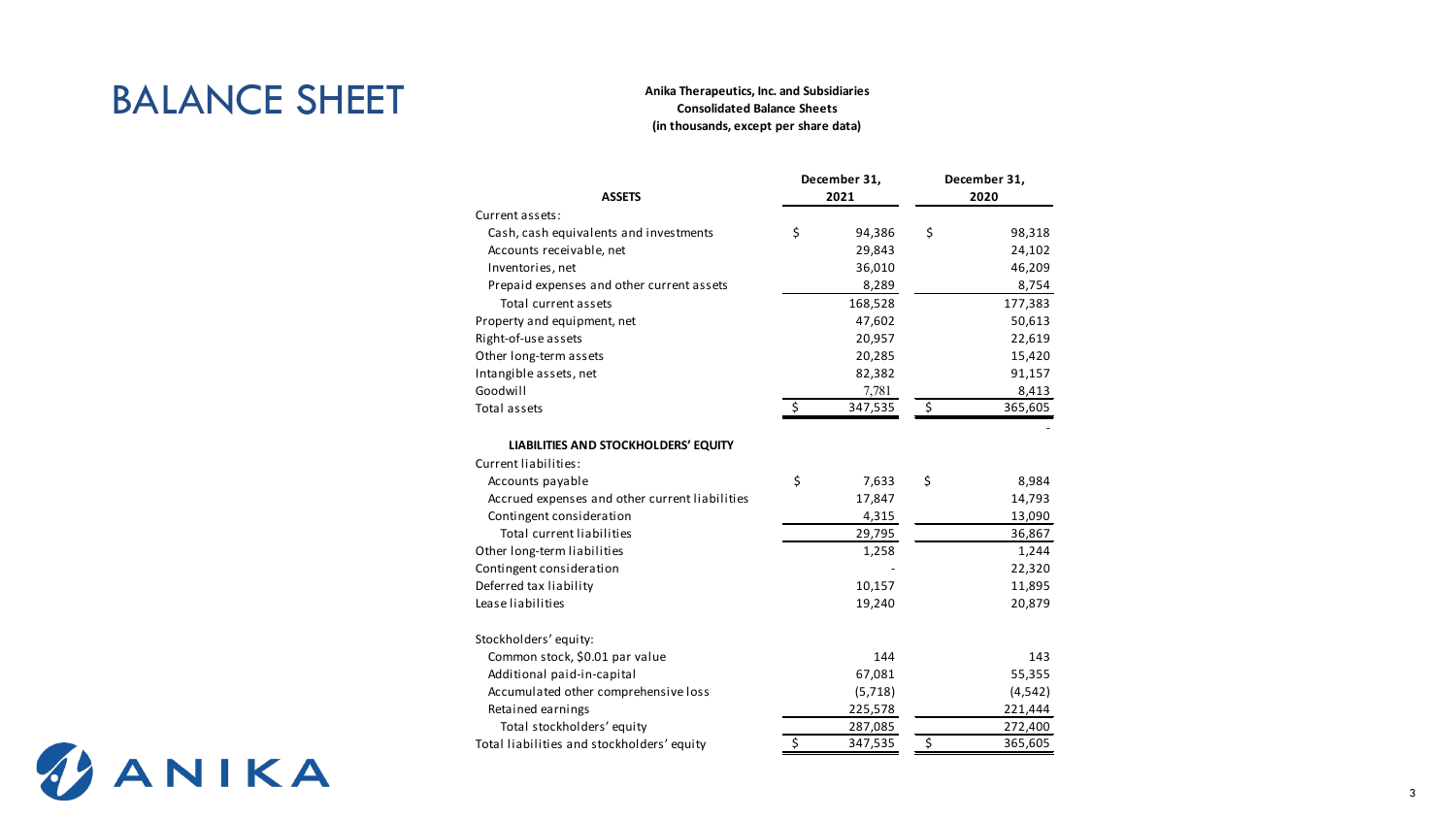# BALANCE SHEET

**Anika Therapeutics, Inc. and Subsidiaries**
**Consolidated Balance Sheets**
**(in thousands, except per share data)**

| ASSETS | December 31, 2021 | December 31, 2020 |
|---|---|---|
| Current assets: | | |
| Cash, cash equivalents and investments | $ 94,386 | $ 98,318 |
| Accounts receivable, net | 29,843 | 24,102 |
| Inventories, net | 36,010 | 46,209 |
| Prepaid expenses and other current assets | 8,289 | 8,754 |
| Total current assets | 168,528 | 177,383 |
| Property and equipment, net | 47,602 | 50,613 |
| Right-of-use assets | 20,957 | 22,619 |
| Other long-term assets | 20,285 | 15,420 |
| Intangible assets, net | 82,382 | 91,157 |
| Goodwill | 7,781 | 8,413 |
| Total assets | $ 347,535 | $ 365,605 |
| | | - |
| **LIABILITIES AND STOCKHOLDERS' EQUITY** | | |
| Current liabilities: | | |
| Accounts payable | $ 7,633 | $ 8,984 |
| Accrued expenses and other current liabilities | 17,847 | 14,793 |
| Contingent consideration | 4,315 | 13,090 |
| Total current liabilities | 29,795 | 36,867 |
| Other long-term liabilities | 1,258 | 1,244 |
| Contingent consideration | - | 22,320 |
| Deferred tax liability | 10,157 | 11,895 |
| Lease liabilities | 19,240 | 20,879 |
| | | |
| Stockholders' equity: | | |
| Common stock, $0.01 par value | 144 | 143 |
| Additional paid-in-capital | 67,081 | 55,355 |
| Accumulated other comprehensive loss | (5,718) | (4,542) |
| Retained earnings | 225,578 | 221,444 |
| Total stockholders' equity | 287,085 | 272,400 |
| Total liabilities and stockholders' equity | $ 347,535 | $ 365,605 |

ANIKA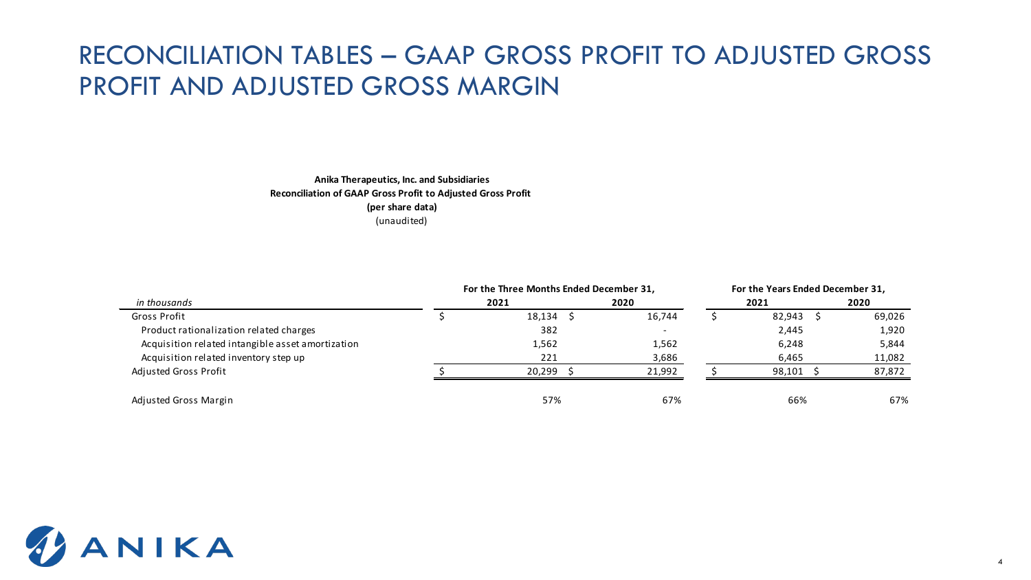# RECONCILIATION TABLES – GAAP GROSS PROFIT TO ADJUSTED GROSS PROFIT AND ADJUSTED GROSS MARGIN

**Anika Therapeutics, Inc. and Subsidiaries**
**Reconciliation of GAAP Gross Profit to Adjusted Gross Profit**
**(per share data)**
(unaudited)

| *in thousands* | For the Three Months Ended December 31, 2021 | For the Three Months Ended December 31, 2020 | For the Years Ended December 31, 2021 | For the Years Ended December 31, 2020 |
|---|---|---|---|---|
| Gross Profit | $ 18,134 | $ 16,744 | $ 82,943 | $ 69,026 |
| Product rationalization related charges | 382 | - | 2,445 | 1,920 |
| Acquisition related intangible asset amortization | 1,562 | 1,562 | 6,248 | 5,844 |
| Acquisition related inventory step up | 221 | 3,686 | 6,465 | 11,082 |
| Adjusted Gross Profit | $ 20,299 | $ 21,992 | $ 98,101 | $ 87,872 |
| Adjusted Gross Margin | 57% | 67% | 66% | 67% |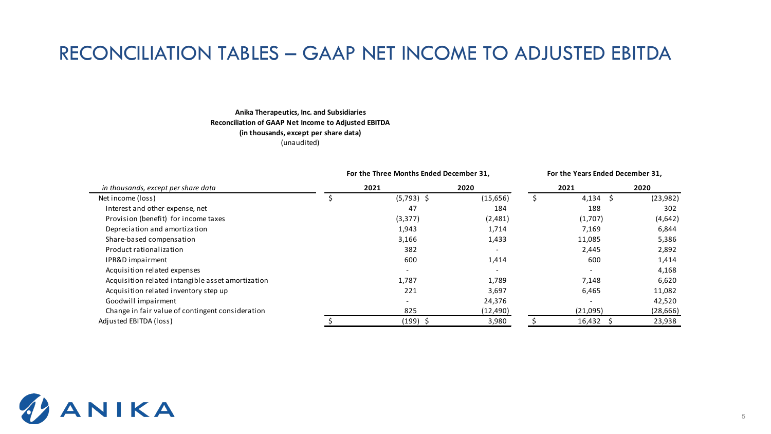# RECONCILIATION TABLES – GAAP NET INCOME TO ADJUSTED EBITDA

**Anika Therapeutics, Inc. and Subsidiaries**
**Reconciliation of GAAP Net Income to Adjusted EBITDA**
**(in thousands, except per share data)**
(unaudited)

| | For the Three Months Ended December 31, | | For the Years Ended December 31, | |
|---|---|---|---|---|
| *in thousands, except per share data* | 2021 | 2020 | 2021 | 2020 |
| Net income (loss) | $ (5,793) | $ (15,656) | $ 4,134 | $ (23,982) |
| Interest and other expense, net | 47 | 184 | 188 | 302 |
| Provision (benefit) for income taxes | (3,377) | (2,481) | (1,707) | (4,642) |
| Depreciation and amortization | 1,943 | 1,714 | 7,169 | 6,844 |
| Share-based compensation | 3,166 | 1,433 | 11,085 | 5,386 |
| Product rationalization | 382 | - | 2,445 | 2,892 |
| IPR&D impairment | 600 | 1,414 | 600 | 1,414 |
| Acquisition related expenses | - | - | - | 4,168 |
| Acquisition related intangible asset amortization | 1,787 | 1,789 | 7,148 | 6,620 |
| Acquisition related inventory step up | 221 | 3,697 | 6,465 | 11,082 |
| Goodwill impairment | - | 24,376 | - | 42,520 |
| Change in fair value of contingent consideration | 825 | (12,490) | (21,095) | (28,666) |
| Adjusted EBITDA (loss) | $ (199) | $ 3,980 | $ 16,432 | $ 23,938 |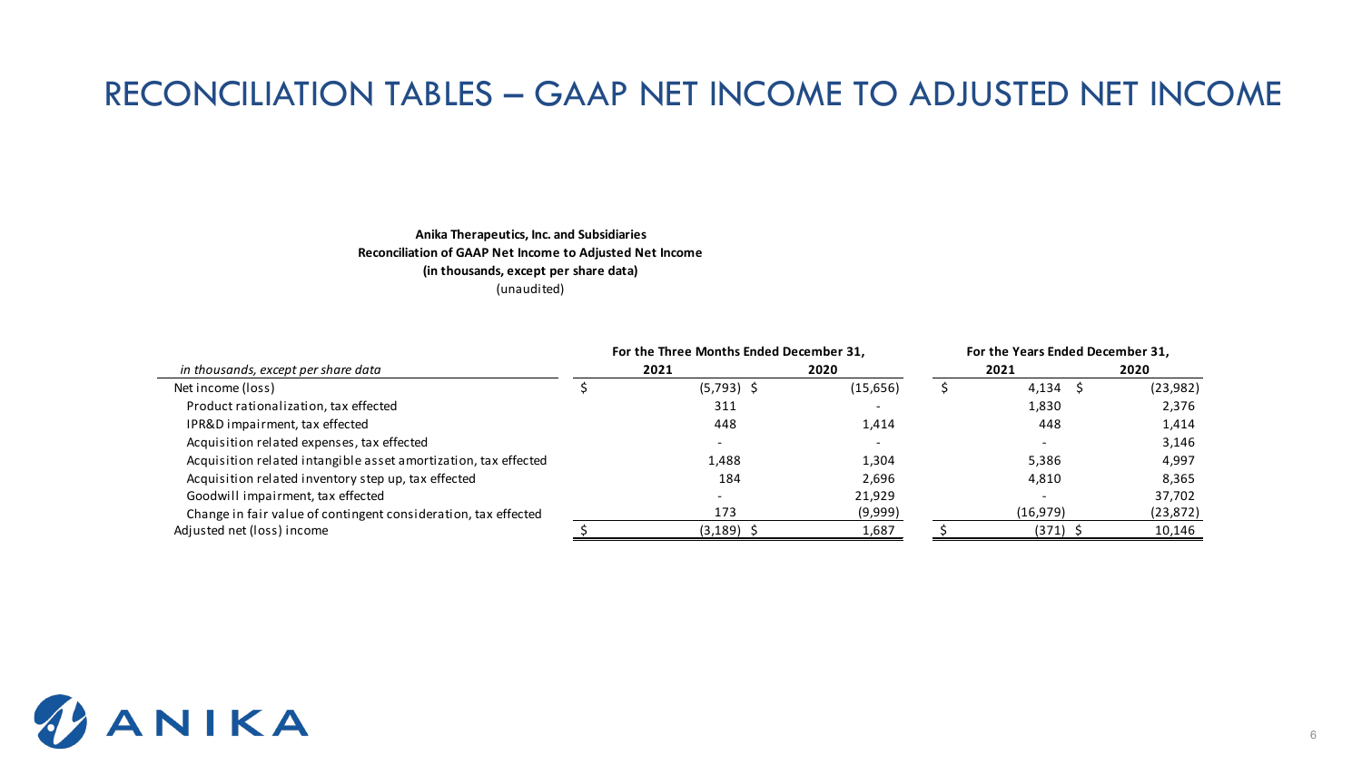# RECONCILIATION TABLES – GAAP NET INCOME TO ADJUSTED NET INCOME

**Anika Therapeutics, Inc. and Subsidiaries**
**Reconciliation of GAAP Net Income to Adjusted Net Income**
**(in thousands, except per share data)**
(unaudited)

| *in thousands, except per share data* | For the Three Months Ended December 31, 2021 | For the Three Months Ended December 31, 2020 | For the Years Ended December 31, 2021 | For the Years Ended December 31, 2020 |
|---|---|---|---|---|
| Net income (loss) | $ (5,793) | $ (15,656) | $ 4,134 | $ (23,982) |
| Product rationalization, tax effected | 311 | - | 1,830 | 2,376 |
| IPR&D impairment, tax effected | 448 | 1,414 | 448 | 1,414 |
| Acquisition related expenses, tax effected | - | - | - | 3,146 |
| Acquisition related intangible asset amortization, tax effected | 1,488 | 1,304 | 5,386 | 4,997 |
| Acquisition related inventory step up, tax effected | 184 | 2,696 | 4,810 | 8,365 |
| Goodwill impairment, tax effected | - | 21,929 | - | 37,702 |
| Change in fair value of contingent consideration, tax effected | 173 | (9,999) | (16,979) | (23,872) |
| Adjusted net (loss) income | $ (3,189) | $ 1,687 | $ (371) | $ 10,146 |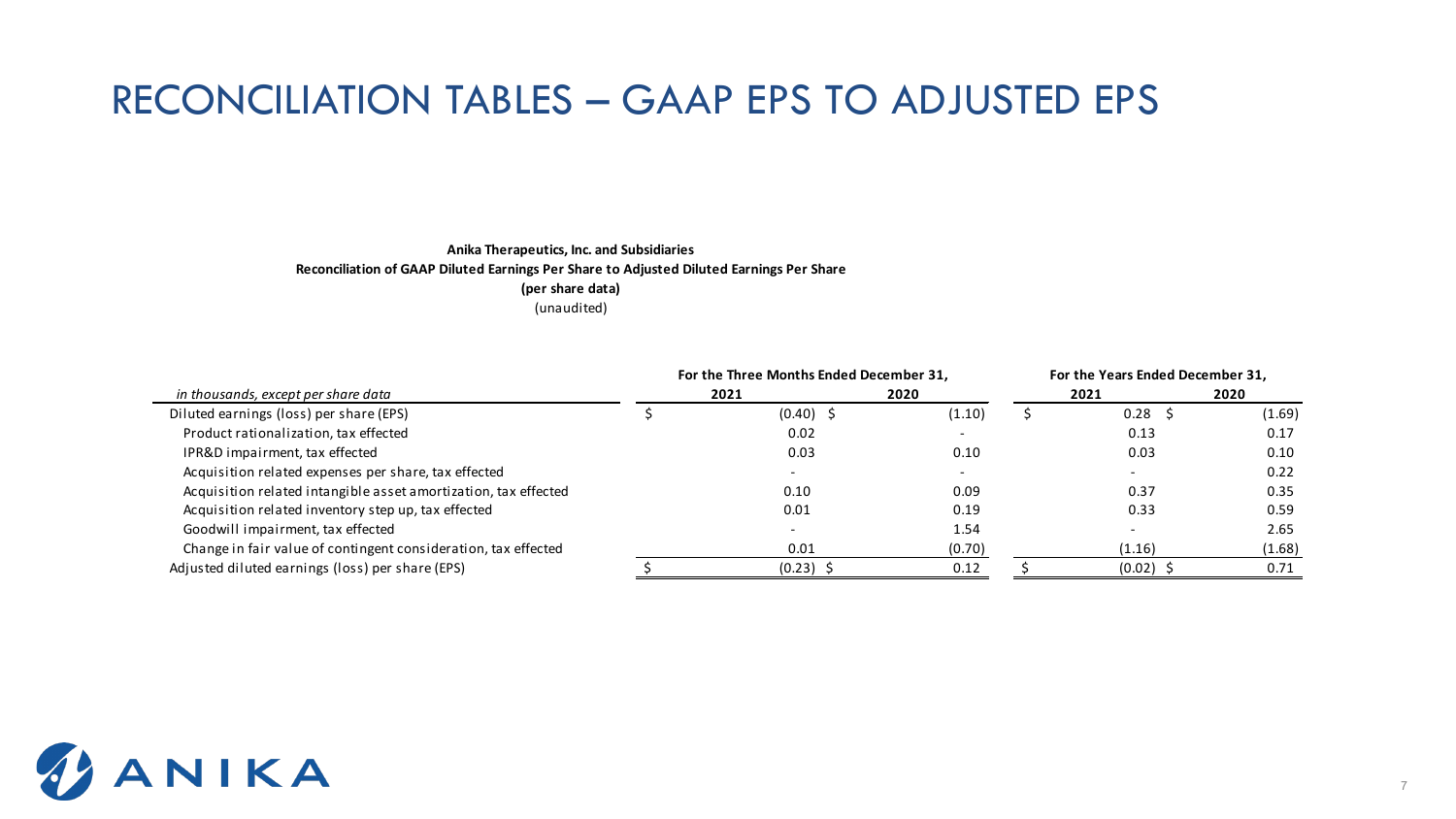# RECONCILIATION TABLES – GAAP EPS TO ADJUSTED EPS

**Anika Therapeutics, Inc. and Subsidiaries**
**Reconciliation of GAAP Diluted Earnings Per Share to Adjusted Diluted Earnings Per Share**
**(per share data)**
(unaudited)

| *in thousands, except per share data* | For the Three Months Ended December 31, | | For the Years Ended December 31, | |
|---|---|---|---|---|
| | **2021** | **2020** | **2021** | **2020** |
| Diluted earnings (loss) per share (EPS) | $ (0.40) | $ (1.10) | $ 0.28 | $ (1.69) |
| Product rationalization, tax effected | 0.02 | - | 0.13 | 0.17 |
| IPR&D impairment, tax effected | 0.03 | 0.10 | 0.03 | 0.10 |
| Acquisition related expenses per share, tax effected | - | - | - | 0.22 |
| Acquisition related intangible asset amortization, tax effected | 0.10 | 0.09 | 0.37 | 0.35 |
| Acquisition related inventory step up, tax effected | 0.01 | 0.19 | 0.33 | 0.59 |
| Goodwill impairment, tax effected | - | 1.54 | - | 2.65 |
| Change in fair value of contingent consideration, tax effected | 0.01 | (0.70) | (1.16) | (1.68) |
| Adjusted diluted earnings (loss) per share (EPS) | $ (0.23) | $ 0.12 | $ (0.02) | $ 0.71 |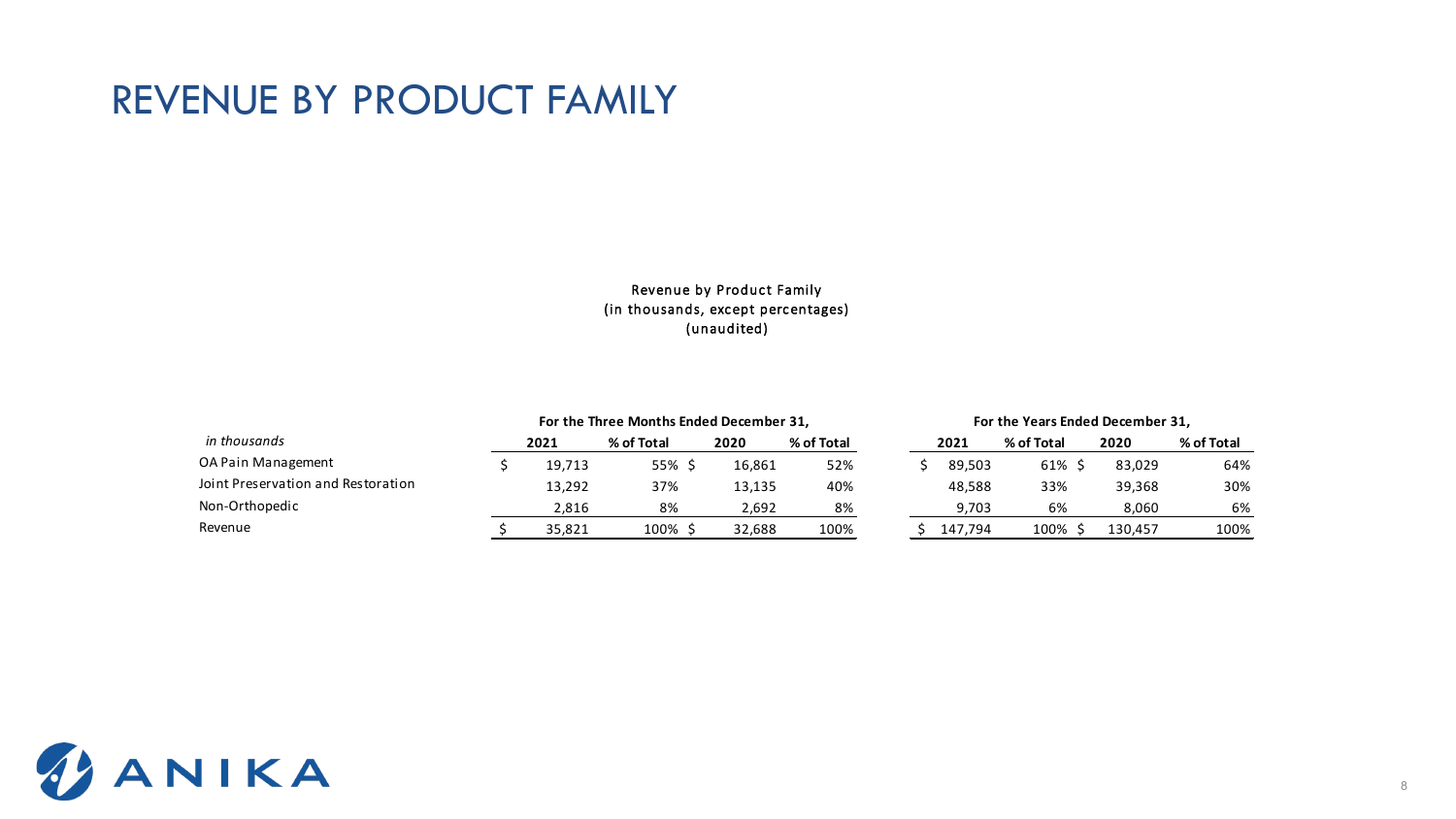# REVENUE BY PRODUCT FAMILY

Revenue by Product Family
(in thousands, except percentages)
(unaudited)

| | For the Three Months Ended December 31, | | | | For the Years Ended December 31, | | | |
|---|---|---|---|---|---|---|---|---|
| *in thousands* | 2021 | % of Total | 2020 | % of Total | 2021 | % of Total | 2020 | % of Total |
| OA Pain Management | $ 19,713 | 55% | $ 16,861 | 52% | $ 89,503 | 61% | $ 83,029 | 64% |
| Joint Preservation and Restoration | 13,292 | 37% | 13,135 | 40% | 48,588 | 33% | 39,368 | 30% |
| Non-Orthopedic | 2,816 | 8% | 2,692 | 8% | 9,703 | 6% | 8,060 | 6% |
| Revenue | $ 35,821 | 100% | $ 32,688 | 100% | $ 147,794 | 100% | $ 130,457 | 100% |

ANIKA